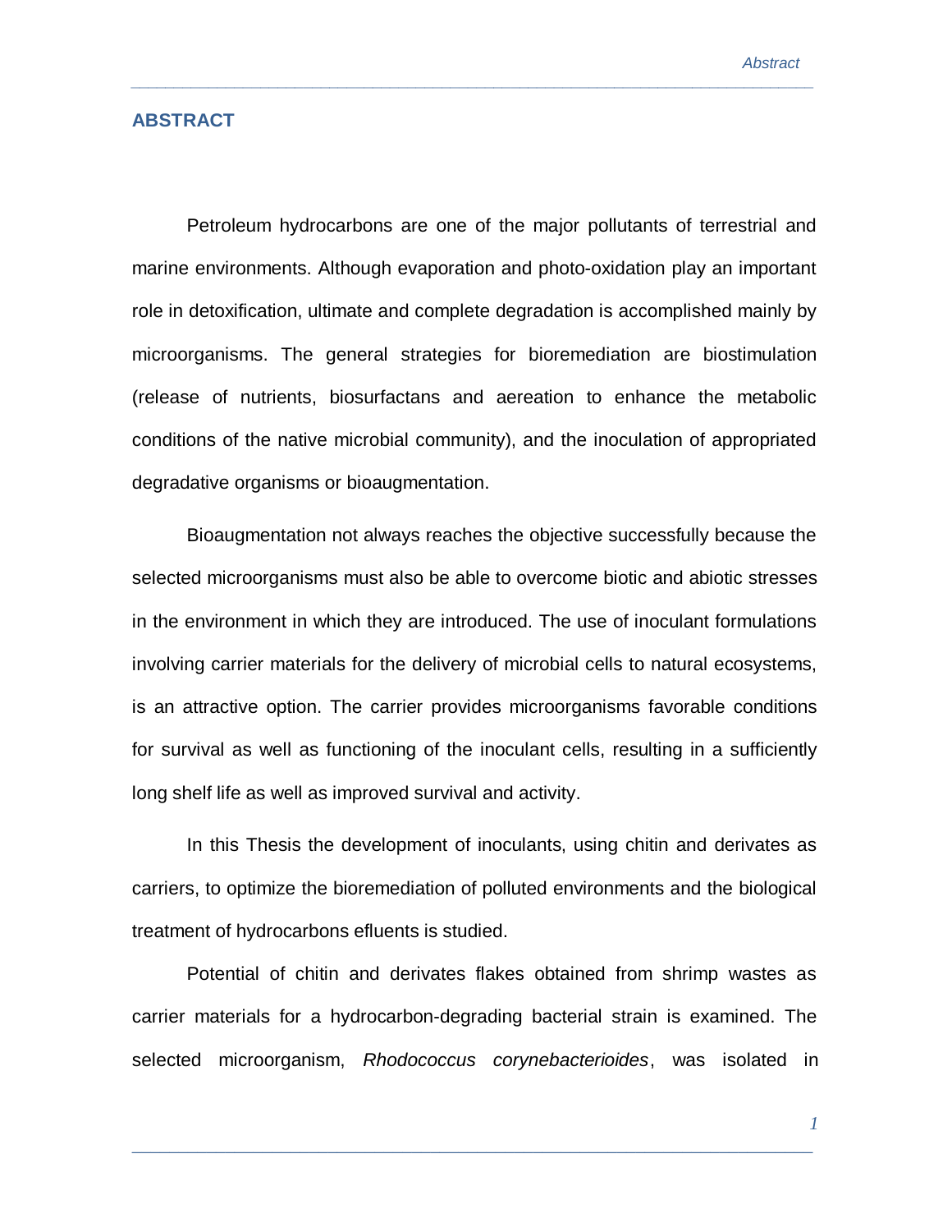## ABSTRACT

Petroleum hydrocarbons are one of the major pollutants of terrestrial and marine environments. Although evaporation and photo-oxidation play an important role in detoxification, ultimate and complete degradation is accomplished mainly by microorganisms. The general strategies for bioremediation are biostimulation (release of nutrients, biosurfactans and aeration to enhance the metabolic conditions of the native microbial community), and the inoculation of appropriated degradative organisms or bioaugmentation.

Bioaugmentation not always reaches the objective successfully because the selected microorganisms must also be able to overcome biotic and abiotic stresses in the environment in which they are introduced. The use of inoculant formulations involving carrier materials for the delivery of microbial cells to natural ecosystems, is an attractive option. The carrier provides microorganisms favorable conditions for survival as well as functioning of the inoculant cells, resulting in a sufficiently long shelf life as well as improved survival and activity.

In this Thesis the development of inoculants, using chitin and derivates as carriers, to optimize the bioremediation of polluted environments and the biological treatment of hydrocarbons efluents is studied.

Potential of chitin and derivates flakes obtained from shrimp wastes as carrier materials for a hydrocarbon-degrading bacterial strain is examined. The selected microorganism, *Rhodococcus corynebacterioides*, was isolated in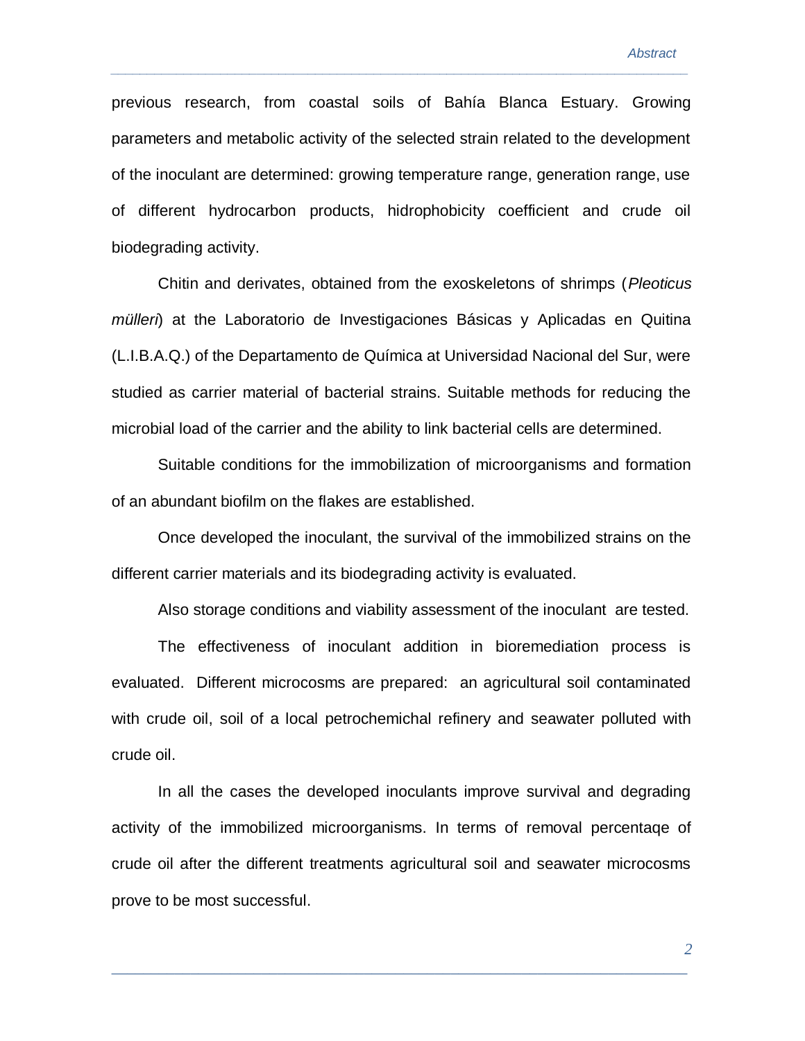previous research, from coastal soils of Bahía Blanca Estuary. Growing parameters and metabolic activity of the selected strain related to the development of the inoculant are determined: growing temperature range, generation range, use of different hydrocarbon products, hidrophobicity coefficient and crude oil biodegrading activity.

Chitin and derivates, obtained from the exoskeletons of shrimps (*Pleoticus mülleri*) at the Laboratorio de Investigaciones Básicas y Aplicadas en Quitina (L.I.B.A.Q.) of the Departamento de Química at Universidad Nacional del Sur, were studied as carrier material of bacterial strains. Suitable methods for reducing the microbial load of the carrier and the ability to link bacterial cells are determined.

Suitable conditions for the immobilization of microorganisms and formation of an abundant biofilm on the flakes are established.

Once developed the inoculant, the survival of the immobilized strains on the different carrier materials and its biodegrading activity is evaluated.

Also storage conditions and viability assessment of the inoculant are tested.

The effectiveness of inoculant addition in bioremediation process is evaluated. Different microcosms are prepared: an agricultural soil contaminated with crude oil, soil of a local petrochemichal refinery and seawater polluted with crude oil.

In all the cases the developed inoculants improve survival and degrading activity of the immobilized microorganisms. In terms of removal percentaqe of crude oil after the different treatments agricultural soil and seawater microcosms prove to be most successful.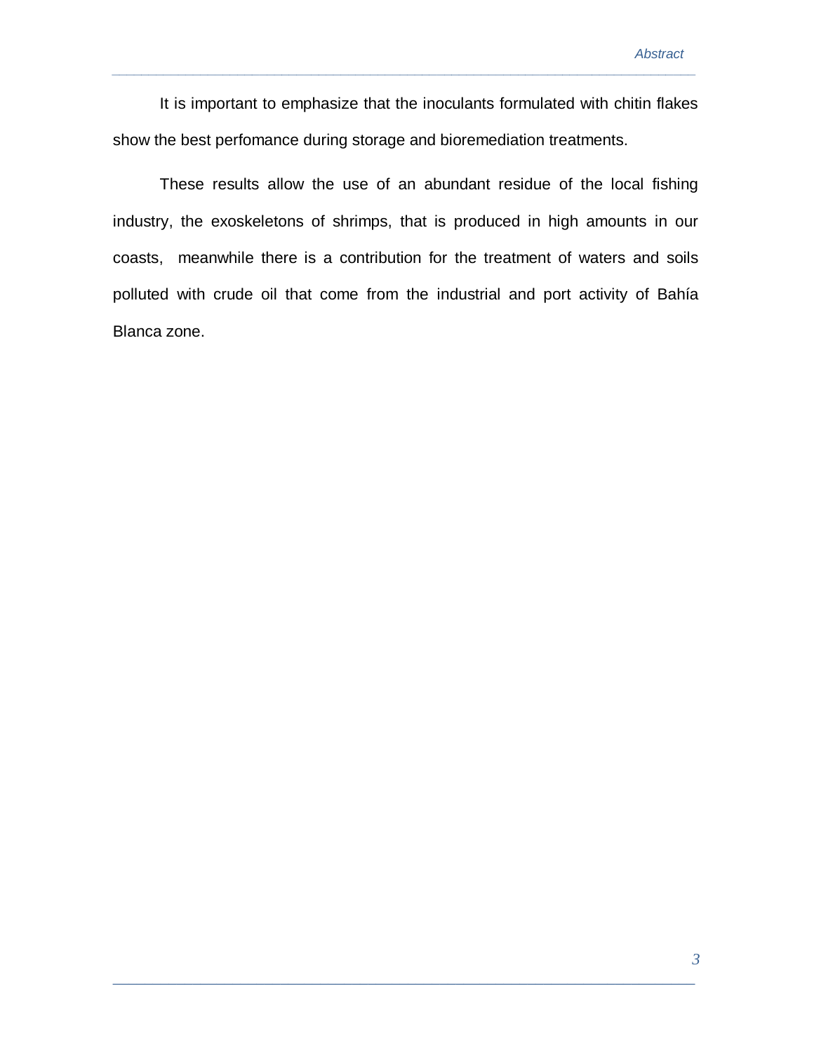It is important to emphasize that the inoculants formulated with chitin flakes show the best perfomance during storage and bioremediation treatments.

These results allow the use of an abundant residue of the local fishing industry, the exoskeletons of shrimps, that is produced in high amounts in our coasts, meanwhile there is a contribution for the treatment of waters and soils polluted with crude oil that come from the industrial and port activity of Bahía Blanca zone.